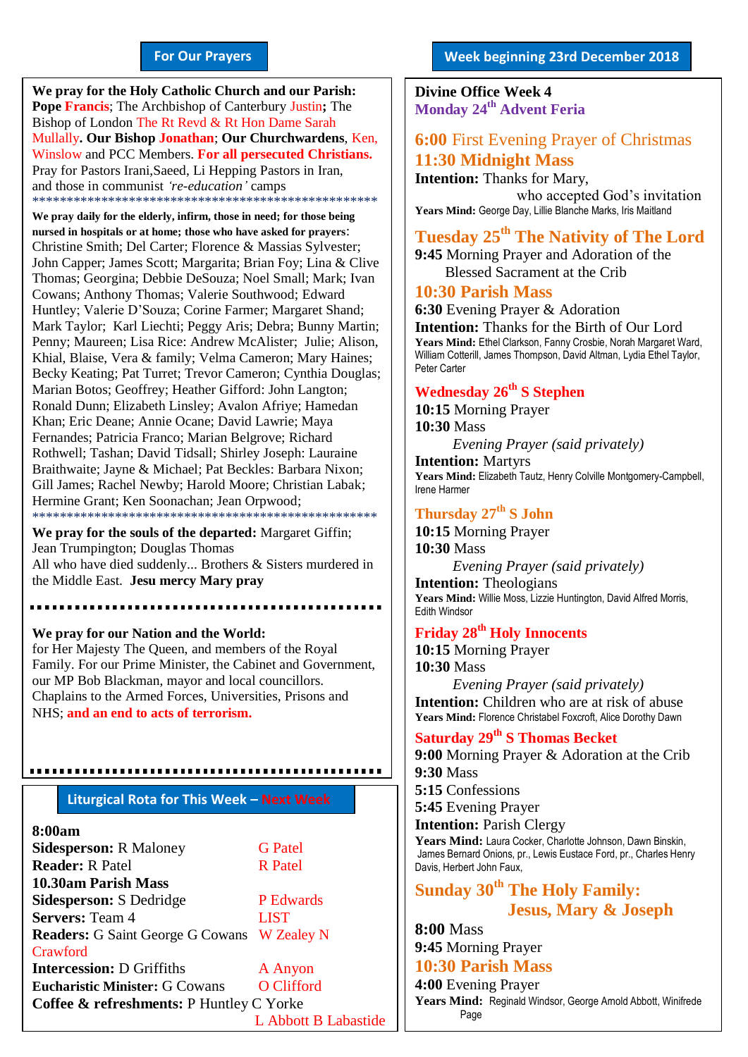## For Our Prayers

**We pray for the Holy Catholic Church and our Parish:** **Pope** Francis; The Archbishop of Canterbury Justin**;** The Bishop of London The Rt Revd & Rt Hon Dame Sarah Mullally**. Our Bishop** Jonathan; **Our Churchwardens**, Ken, Winslow and PCC Members. **For all persecuted Christians.** Pray for Pastors Irani,Saeed, Li Hepping Pastors in Iran, and those in communist *'re-education'* camps

\*\*\*\*\*\*\*\*\*\*\*\*\*\*\*\*\*\*\*\*\*\*\*\*\*\*\*\*\*\*\*\*\*\*\*\*\*\*\*\*\*\*\*\*\*\*\*\*\*\*\*\*\*\*\*

**We pray daily for the elderly, infirm, those in need; for those being nursed in hospitals or at home; those who have asked for prayers**: Christine Smith; Del Carter; Florence & Massias Sylvester; John Capper; James Scott; Margarita; Brian Foy; Lina & Clive Thomas; Georgina; Debbie DeSouza; Noel Small; Mark; Ivan Cowans; Anthony Thomas; Valerie Southwood; Edward Huntley; Valerie D'Souza; Corine Farmer; Margaret Shand; Mark Taylor; Karl Liechti; Peggy Aris; Debra; Bunny Martin; Penny; Maureen; Lisa Rice: Andrew McAlister; Julie; Alison, Khial, Blaise, Vera & family; Velma Cameron; Mary Haines; Becky Keating; Pat Turret; Trevor Cameron; Cynthia Douglas; Marian Botos; Geoffrey; Heather Gifford: John Langton; Ronald Dunn; Elizabeth Linsley; Avalon Afriye; Hamedan Khan; Eric Deane; Annie Ocane; David Lawrie; Maya Fernandes; Patricia Franco; Marian Belgrove; Richard Rothwell; Tashan; David Tidsall; Shirley Joseph: Lauraine Braithwaite; Jayne & Michael; Pat Beckles: Barbara Nixon; Gill James; Rachel Newby; Harold Moore; Christian Labak; Hermine Grant; Ken Soonachan; Jean Orpwood;

\*\*\*\*\*\*\*\*\*\*\*\*\*\*\*\*\*\*\*\*\*\*\*\*\*\*\*\*\*\*\*\*\*\*\*\*\*\*\*\*\*\*\*\*\*\*\*\*\*\*\*\*\*\*\*

**We pray for the souls of the departed:** Margaret Giffin; Jean Trumpington; Douglas Thomas
All who have died suddenly... Brothers & Sisters murdered in the Middle East. **Jesu mercy Mary pray**

**We pray for our Nation and the World:**
for Her Majesty The Queen, and members of the Royal Family. For our Prime Minister, the Cabinet and Government, our MP Bob Blackman, mayor and local councillors. Chaplains to the Armed Forces, Universities, Prisons and NHS; **and an end to acts of terrorism.**

## Liturgical Rota for This Week – Next Week

**8:00am**
**Sidesperson:** R Maloney — G Patel
**Reader:** R Patel — R Patel
**10.30am Parish Mass**
**Sidesperson:** S Dedridge — P Edwards
**Servers:** Team 4 — LIST
**Readers:** G Saint George G Cowans — W Zealey N Crawford
**Intercession:** D Griffiths — A Anyon
**Eucharistic Minister:** G Cowans — O Clifford
**Coffee & refreshments:** P Huntley C Yorke — L Abbott B Labastide

## Week beginning 23rd December 2018

**Divine Office Week 4**
**Monday 24th Advent Feria**

### 6:00 First Evening Prayer of Christmas
### 11:30 Midnight Mass

**Intention:** Thanks for Mary, who accepted God's invitation
**Years Mind:** George Day, Lillie Blanche Marks, Iris Maitland

### Tuesday 25th The Nativity of The Lord

**9:45** Morning Prayer and Adoration of the Blessed Sacrament at the Crib
**10:30 Parish Mass**
**6:30** Evening Prayer & Adoration
**Intention:** Thanks for the Birth of Our Lord
**Years Mind:** Ethel Clarkson, Fanny Crosbie, Norah Margaret Ward, William Cotterill, James Thompson, David Altman, Lydia Ethel Taylor, Peter Carter

### Wednesday 26th S Stephen

**10:15** Morning Prayer
**10:30** Mass
*Evening Prayer (said privately)*
**Intention:** Martyrs
**Years Mind:** Elizabeth Tautz, Henry Colville Montgomery-Campbell, Irene Harmer

### Thursday 27th S John

**10:15** Morning Prayer
**10:30** Mass
*Evening Prayer (said privately)*
**Intention:** Theologians
**Years Mind:** Willie Moss, Lizzie Huntington, David Alfred Morris, Edith Windsor

### Friday 28th Holy Innocents

**10:15** Morning Prayer
**10:30** Mass
*Evening Prayer (said privately)*
**Intention:** Children who are at risk of abuse
**Years Mind:** Florence Christabel Foxcroft, Alice Dorothy Dawn

### Saturday 29th S Thomas Becket

**9:00** Morning Prayer & Adoration at the Crib
**9:30** Mass
**5:15** Confessions
**5:45** Evening Prayer
**Intention:** Parish Clergy
**Years Mind:** Laura Cocker, Charlotte Johnson, Dawn Binskin, James Bernard Onions, pr., Lewis Eustace Ford, pr., Charles Henry Davis, Herbert John Faux,

### Sunday 30th The Holy Family: Jesus, Mary & Joseph

**8:00** Mass
**9:45** Morning Prayer
**10:30 Parish Mass**
**4:00** Evening Prayer
**Years Mind:** Reginald Windsor, George Amold Abbott, Winifrede Page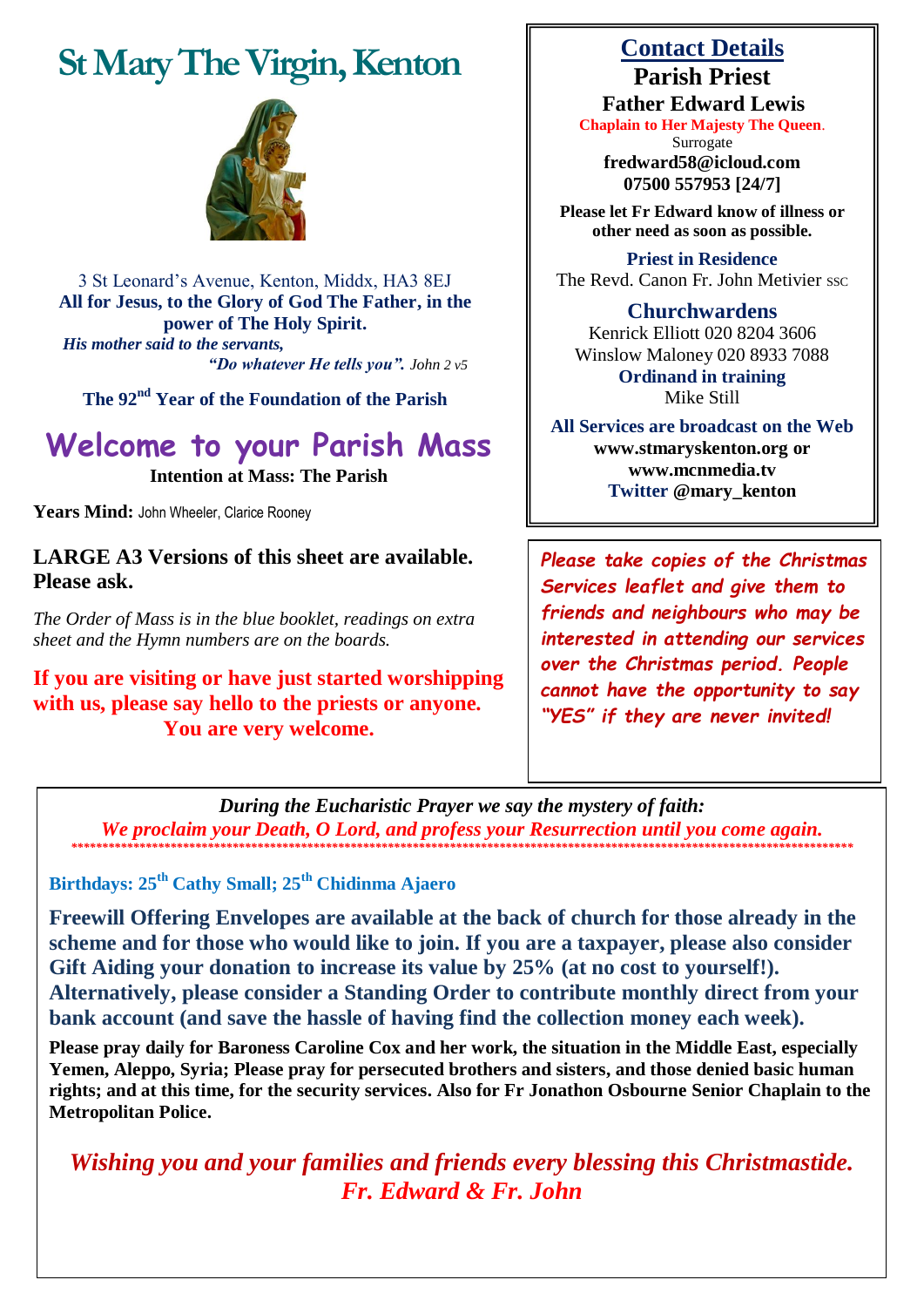# St Mary The Virgin, Kenton

3 St Leonard's Avenue, Kenton, Middx, HA3 8EJ

**All for Jesus, to the Glory of God The Father, in the power of The Holy Spirit.**

***His mother said to the servants,***
***"Do whatever He tells you".*** *John 2 v5*

**The 92nd Year of the Foundation of the Parish**

## Welcome to your Parish Mass

**Intention at Mass: The Parish**

**Years Mind:** John Wheeler, Clarice Rooney

**LARGE A3 Versions of this sheet are available. Please ask.**

*The Order of Mass is in the blue booklet, readings on extra sheet and the Hymn numbers are on the boards.*

**If you are visiting or have just started worshipping with us, please say hello to the priests or anyone. You are very welcome.**

## Contact Details

**Parish Priest**

**Father Edward Lewis**

**Chaplain to Her Majesty The Queen.**

Surrogate

**fredward58@icloud.com**

**07500 557953 [24/7]**

**Please let Fr Edward know of illness or other need as soon as possible.**

**Priest in Residence**

The Revd. Canon Fr. John Metivier SSC

**Churchwardens**

Kenrick Elliott 020 8204 3606

Winslow Maloney 020 8933 7088

**Ordinand in training**

Mike Still

**All Services are broadcast on the Web**

**www.stmaryskenton.org or www.mcnmedia.tv**

**Twitter @mary_kenton**

***Please take copies of the Christmas Services leaflet and give them to friends and neighbours who may be interested in attending our services over the Christmas period. People cannot have the opportunity to say "YES" if they are never invited!***

*During the Eucharistic Prayer we say the mystery of faith:*

*We proclaim your Death, O Lord, and profess your Resurrection until you come again.*

**Birthdays: 25th Cathy Small; 25th Chidinma Ajaero**

**Freewill Offering Envelopes are available at the back of church for those already in the scheme and for those who would like to join. If you are a taxpayer, please also consider Gift Aiding your donation to increase its value by 25% (at no cost to yourself!). Alternatively, please consider a Standing Order to contribute monthly direct from your bank account (and save the hassle of having find the collection money each week).**

**Please pray daily for Baroness Caroline Cox and her work, the situation in the Middle East, especially Yemen, Aleppo, Syria; Please pray for persecuted brothers and sisters, and those denied basic human rights; and at this time, for the security services. Also for Fr Jonathon Osbourne Senior Chaplain to the Metropolitan Police.**

*Wishing you and your families and friends every blessing this Christmastide.*
*Fr. Edward & Fr. John*